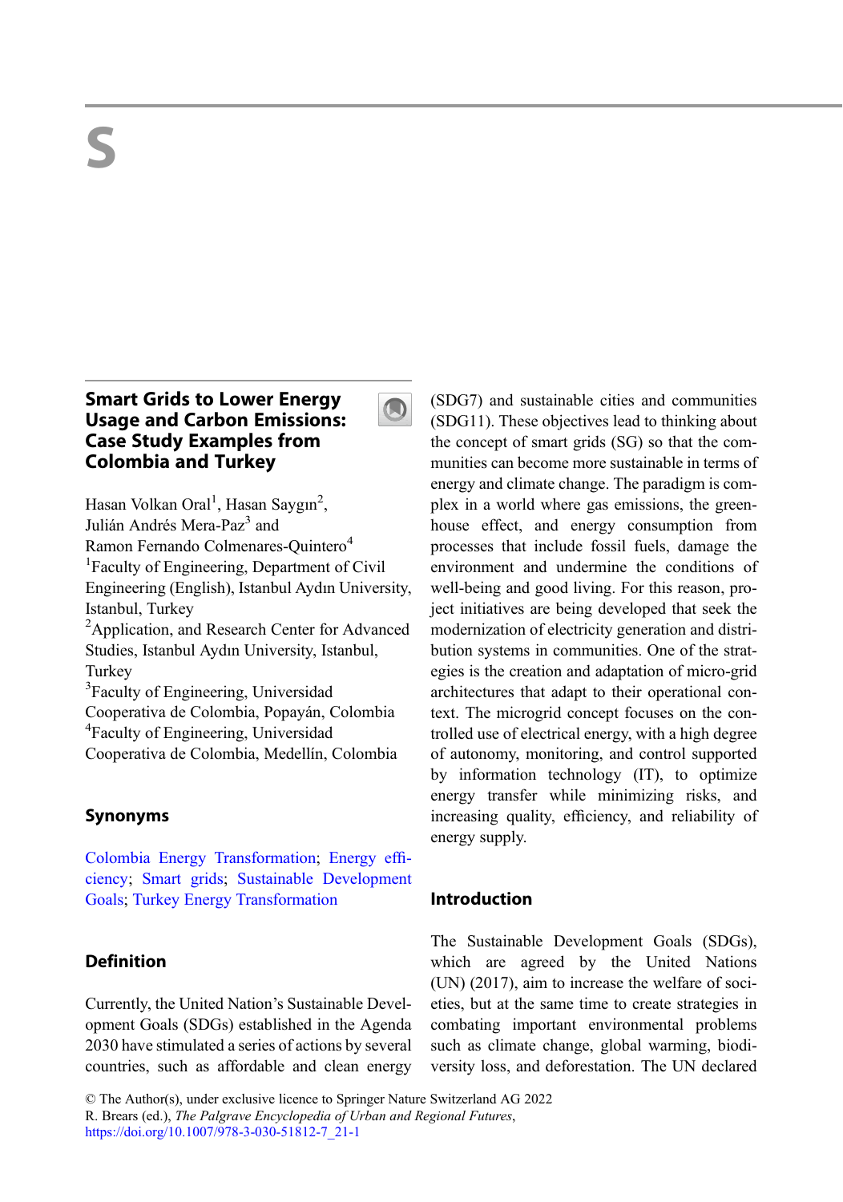# S

## Smart Grids to Lower Energy Usage and Carbon Emissions: Case Study Examples from Colombia and Turkey

Hasan Volkan Oral[1], Hasan Saygın[2], Julián Andrés Mera-Paz[3] and Ramon Fernando Colmenares-Quintero[4]

[1]Faculty of Engineering, Department of Civil Engineering (English), Istanbul Aydın University, Istanbul, Turkey

[2]Application, and Research Center for Advanced Studies, Istanbul Aydın University, Istanbul, Turkey

[3]Faculty of Engineering, Universidad Cooperativa de Colombia, Popayán, Colombia

[4]Faculty of Engineering, Universidad Cooperativa de Colombia, Medellín, Colombia

### Synonyms

Colombia Energy Transformation; Energy efficiency; Smart grids; Sustainable Development Goals; Turkey Energy Transformation

### Definition

Currently, the United Nation's Sustainable Development Goals (SDGs) established in the Agenda 2030 have stimulated a series of actions by several countries, such as affordable and clean energy (SDG7) and sustainable cities and communities (SDG11). These objectives lead to thinking about the concept of smart grids (SG) so that the communities can become more sustainable in terms of energy and climate change. The paradigm is complex in a world where gas emissions, the greenhouse effect, and energy consumption from processes that include fossil fuels, damage the environment and undermine the conditions of well-being and good living. For this reason, project initiatives are being developed that seek the modernization of electricity generation and distribution systems in communities. One of the strategies is the creation and adaptation of micro-grid architectures that adapt to their operational context. The microgrid concept focuses on the controlled use of electrical energy, with a high degree of autonomy, monitoring, and control supported by information technology (IT), to optimize energy transfer while minimizing risks, and increasing quality, efficiency, and reliability of energy supply.

### Introduction

The Sustainable Development Goals (SDGs), which are agreed by the United Nations (UN) (2017), aim to increase the welfare of societies, but at the same time to create strategies in combating important environmental problems such as climate change, global warming, biodiversity loss, and deforestation. The UN declared

© The Author(s), under exclusive licence to Springer Nature Switzerland AG 2022
R. Brears (ed.), *The Palgrave Encyclopedia of Urban and Regional Futures*,
https://doi.org/10.1007/978-3-030-51812-7_21-1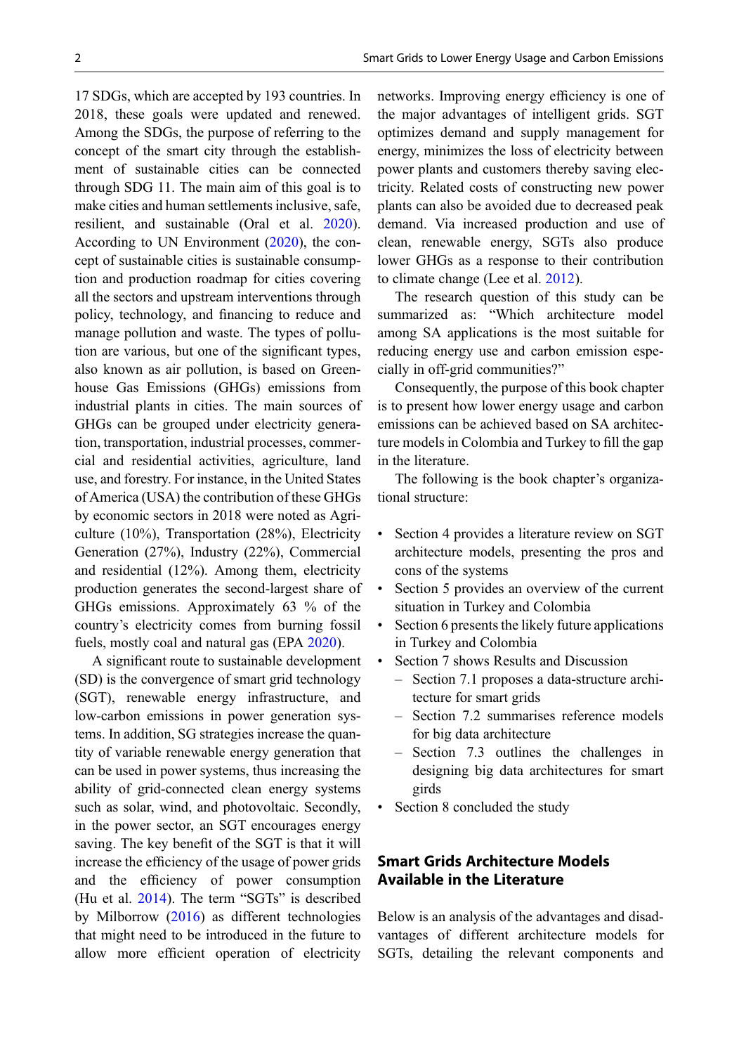17 SDGs, which are accepted by 193 countries. In 2018, these goals were updated and renewed. Among the SDGs, the purpose of referring to the concept of the smart city through the establishment of sustainable cities can be connected through SDG 11. The main aim of this goal is to make cities and human settlements inclusive, safe, resilient, and sustainable (Oral et al. 2020). According to UN Environment (2020), the concept of sustainable cities is sustainable consumption and production roadmap for cities covering all the sectors and upstream interventions through policy, technology, and financing to reduce and manage pollution and waste. The types of pollution are various, but one of the significant types, also known as air pollution, is based on Greenhouse Gas Emissions (GHGs) emissions from industrial plants in cities. The main sources of GHGs can be grouped under electricity generation, transportation, industrial processes, commercial and residential activities, agriculture, land use, and forestry. For instance, in the United States of America (USA) the contribution of these GHGs by economic sectors in 2018 were noted as Agriculture (10%), Transportation (28%), Electricity Generation (27%), Industry (22%), Commercial and residential (12%). Among them, electricity production generates the second-largest share of GHGs emissions. Approximately 63 % of the country's electricity comes from burning fossil fuels, mostly coal and natural gas (EPA 2020).

A significant route to sustainable development (SD) is the convergence of smart grid technology (SGT), renewable energy infrastructure, and low-carbon emissions in power generation systems. In addition, SG strategies increase the quantity of variable renewable energy generation that can be used in power systems, thus increasing the ability of grid-connected clean energy systems such as solar, wind, and photovoltaic. Secondly, in the power sector, an SGT encourages energy saving. The key benefit of the SGT is that it will increase the efficiency of the usage of power grids and the efficiency of power consumption (Hu et al. 2014). The term "SGTs" is described by Milborrow (2016) as different technologies that might need to be introduced in the future to allow more efficient operation of electricity networks. Improving energy efficiency is one of the major advantages of intelligent grids. SGT optimizes demand and supply management for energy, minimizes the loss of electricity between power plants and customers thereby saving electricity. Related costs of constructing new power plants can also be avoided due to decreased peak demand. Via increased production and use of clean, renewable energy, SGTs also produce lower GHGs as a response to their contribution to climate change (Lee et al. 2012).

The research question of this study can be summarized as: "Which architecture model among SA applications is the most suitable for reducing energy use and carbon emission especially in off-grid communities?"

Consequently, the purpose of this book chapter is to present how lower energy usage and carbon emissions can be achieved based on SA architecture models in Colombia and Turkey to fill the gap in the literature.

The following is the book chapter's organizational structure:

- Section 4 provides a literature review on SGT architecture models, presenting the pros and cons of the systems
- Section 5 provides an overview of the current situation in Turkey and Colombia
- Section 6 presents the likely future applications in Turkey and Colombia
- Section 7 shows Results and Discussion
  - Section 7.1 proposes a data-structure architecture for smart grids
  - Section 7.2 summarises reference models for big data architecture
  - Section 7.3 outlines the challenges in designing big data architectures for smart girds
- Section 8 concluded the study

## Smart Grids Architecture Models Available in the Literature

Below is an analysis of the advantages and disadvantages of different architecture models for SGTs, detailing the relevant components and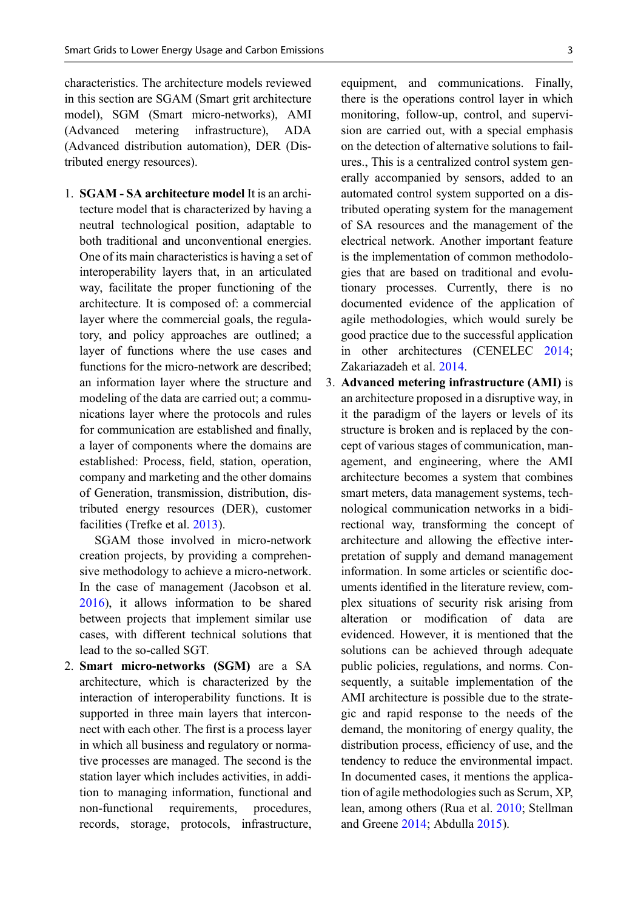characteristics. The architecture models reviewed in this section are SGAM (Smart grit architecture model), SGM (Smart micro-networks), AMI (Advanced metering infrastructure), ADA (Advanced distribution automation), DER (Distributed energy resources).

1. **SGAM - SA architecture model** It is an architecture model that is characterized by having a neutral technological position, adaptable to both traditional and unconventional energies. One of its main characteristics is having a set of interoperability layers that, in an articulated way, facilitate the proper functioning of the architecture. It is composed of: a commercial layer where the commercial goals, the regulatory, and policy approaches are outlined; a layer of functions where the use cases and functions for the micro-network are described; an information layer where the structure and modeling of the data are carried out; a communications layer where the protocols and rules for communication are established and finally, a layer of components where the domains are established: Process, field, station, operation, company and marketing and the other domains of Generation, transmission, distribution, distributed energy resources (DER), customer facilities (Trefke et al. 2013).

   SGAM those involved in micro-network creation projects, by providing a comprehensive methodology to achieve a micro-network. In the case of management (Jacobson et al. 2016), it allows information to be shared between projects that implement similar use cases, with different technical solutions that lead to the so-called SGT.
2. **Smart micro-networks (SGM)** are a SA architecture, which is characterized by the interaction of interoperability functions. It is supported in three main layers that interconnect with each other. The first is a process layer in which all business and regulatory or normative processes are managed. The second is the station layer which includes activities, in addition to managing information, functional and non-functional requirements, procedures, records, storage, protocols, infrastructure, equipment, and communications. Finally, there is the operations control layer in which monitoring, follow-up, control, and supervision are carried out, with a special emphasis on the detection of alternative solutions to failures., This is a centralized control system generally accompanied by sensors, added to an automated control system supported on a distributed operating system for the management of SA resources and the management of the electrical network. Another important feature is the implementation of common methodologies that are based on traditional and evolutionary processes. Currently, there is no documented evidence of the application of agile methodologies, which would surely be good practice due to the successful application in other architectures (CENELEC 2014; Zakariazadeh et al. 2014.
3. **Advanced metering infrastructure (AMI)** is an architecture proposed in a disruptive way, in it the paradigm of the layers or levels of its structure is broken and is replaced by the concept of various stages of communication, management, and engineering, where the AMI architecture becomes a system that combines smart meters, data management systems, technological communication networks in a bidirectional way, transforming the concept of architecture and allowing the effective interpretation of supply and demand management information. In some articles or scientific documents identified in the literature review, complex situations of security risk arising from alteration or modification of data are evidenced. However, it is mentioned that the solutions can be achieved through adequate public policies, regulations, and norms. Consequently, a suitable implementation of the AMI architecture is possible due to the strategic and rapid response to the needs of the demand, the monitoring of energy quality, the distribution process, efficiency of use, and the tendency to reduce the environmental impact. In documented cases, it mentions the application of agile methodologies such as Scrum, XP, lean, among others (Rua et al. 2010; Stellman and Greene 2014; Abdulla 2015).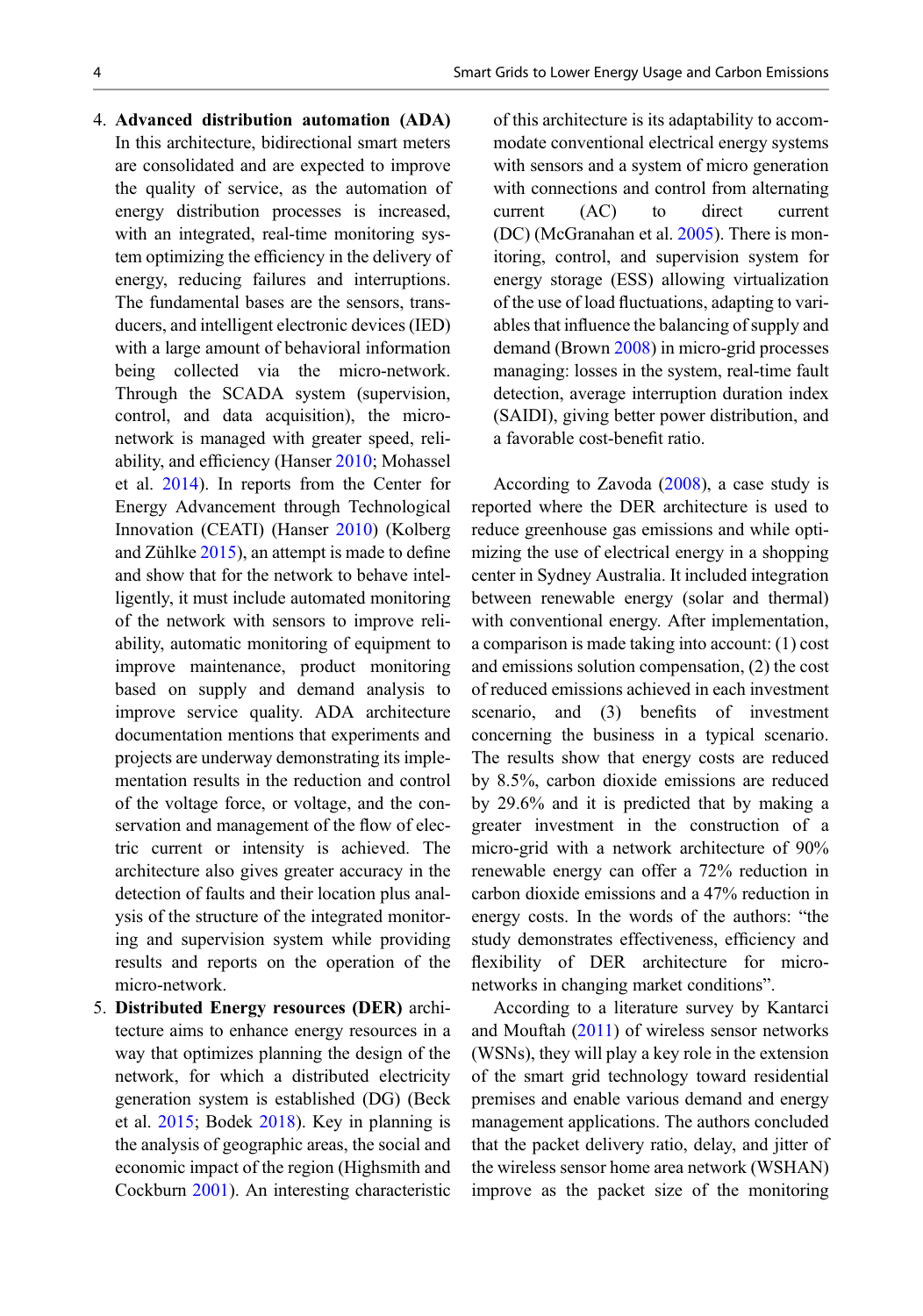4. **Advanced distribution automation (ADA)** In this architecture, bidirectional smart meters are consolidated and are expected to improve the quality of service, as the automation of energy distribution processes is increased, with an integrated, real-time monitoring system optimizing the efficiency in the delivery of energy, reducing failures and interruptions. The fundamental bases are the sensors, transducers, and intelligent electronic devices (IED) with a large amount of behavioral information being collected via the micro-network. Through the SCADA system (supervision, control, and data acquisition), the micro-network is managed with greater speed, reliability, and efficiency (Hanser 2010; Mohassel et al. 2014). In reports from the Center for Energy Advancement through Technological Innovation (CEATI) (Hanser 2010) (Kolberg and Zühlke 2015), an attempt is made to define and show that for the network to behave intelligently, it must include automated monitoring of the network with sensors to improve reliability, automatic monitoring of equipment to improve maintenance, product monitoring based on supply and demand analysis to improve service quality. ADA architecture documentation mentions that experiments and projects are underway demonstrating its implementation results in the reduction and control of the voltage force, or voltage, and the conservation and management of the flow of electric current or intensity is achieved. The architecture also gives greater accuracy in the detection of faults and their location plus analysis of the structure of the integrated monitoring and supervision system while providing results and reports on the operation of the micro-network.
5. **Distributed Energy resources (DER)** architecture aims to enhance energy resources in a way that optimizes planning the design of the network, for which a distributed electricity generation system is established (DG) (Beck et al. 2015; Bodek 2018). Key in planning is the analysis of geographic areas, the social and economic impact of the region (Highsmith and Cockburn 2001). An interesting characteristic of this architecture is its adaptability to accommodate conventional electrical energy systems with sensors and a system of micro generation with connections and control from alternating current (AC) to direct current (DC) (McGranahan et al. 2005). There is monitoring, control, and supervision system for energy storage (ESS) allowing virtualization of the use of load fluctuations, adapting to variables that influence the balancing of supply and demand (Brown 2008) in micro-grid processes managing: losses in the system, real-time fault detection, average interruption duration index (SAIDI), giving better power distribution, and a favorable cost-benefit ratio.

According to Zavoda (2008), a case study is reported where the DER architecture is used to reduce greenhouse gas emissions and while optimizing the use of electrical energy in a shopping center in Sydney Australia. It included integration between renewable energy (solar and thermal) with conventional energy. After implementation, a comparison is made taking into account: (1) cost and emissions solution compensation, (2) the cost of reduced emissions achieved in each investment scenario, and (3) benefits of investment concerning the business in a typical scenario. The results show that energy costs are reduced by 8.5%, carbon dioxide emissions are reduced by 29.6% and it is predicted that by making a greater investment in the construction of a micro-grid with a network architecture of 90% renewable energy can offer a 72% reduction in carbon dioxide emissions and a 47% reduction in energy costs. In the words of the authors: "the study demonstrates effectiveness, efficiency and flexibility of DER architecture for micro-networks in changing market conditions".

According to a literature survey by Kantarci and Mouftah (2011) of wireless sensor networks (WSNs), they will play a key role in the extension of the smart grid technology toward residential premises and enable various demand and energy management applications. The authors concluded that the packet delivery ratio, delay, and jitter of the wireless sensor home area network (WSHAN) improve as the packet size of the monitoring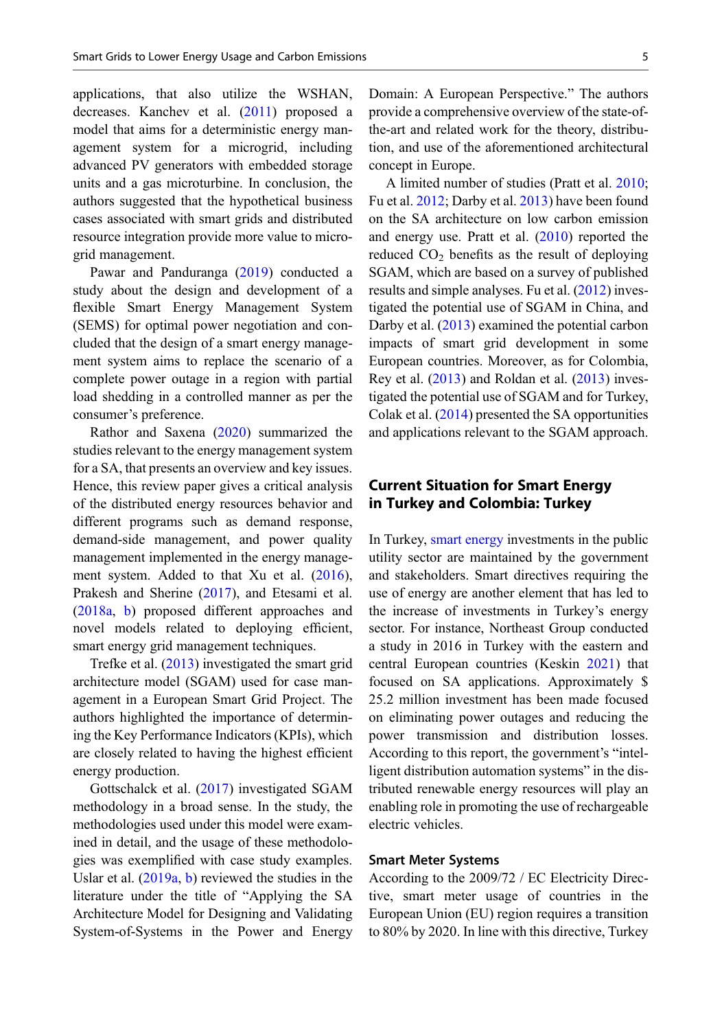applications, that also utilize the WSHAN, decreases. Kanchev et al. (2011) proposed a model that aims for a deterministic energy management system for a microgrid, including advanced PV generators with embedded storage units and a gas microturbine. In conclusion, the authors suggested that the hypothetical business cases associated with smart grids and distributed resource integration provide more value to microgrid management.

Pawar and Panduranga (2019) conducted a study about the design and development of a flexible Smart Energy Management System (SEMS) for optimal power negotiation and concluded that the design of a smart energy management system aims to replace the scenario of a complete power outage in a region with partial load shedding in a controlled manner as per the consumer's preference.

Rathor and Saxena (2020) summarized the studies relevant to the energy management system for a SA, that presents an overview and key issues. Hence, this review paper gives a critical analysis of the distributed energy resources behavior and different programs such as demand response, demand-side management, and power quality management implemented in the energy management system. Added to that Xu et al. (2016), Prakesh and Sherine (2017), and Etesami et al. (2018a, b) proposed different approaches and novel models related to deploying efficient, smart energy grid management techniques.

Trefke et al. (2013) investigated the smart grid architecture model (SGAM) used for case management in a European Smart Grid Project. The authors highlighted the importance of determining the Key Performance Indicators (KPIs), which are closely related to having the highest efficient energy production.

Gottschalck et al. (2017) investigated SGAM methodology in a broad sense. In the study, the methodologies used under this model were examined in detail, and the usage of these methodologies was exemplified with case study examples. Uslar et al. (2019a, b) reviewed the studies in the literature under the title of "Applying the SA Architecture Model for Designing and Validating System-of-Systems in the Power and Energy Domain: A European Perspective." The authors provide a comprehensive overview of the state-of-the-art and related work for the theory, distribution, and use of the aforementioned architectural concept in Europe.

A limited number of studies (Pratt et al. 2010; Fu et al. 2012; Darby et al. 2013) have been found on the SA architecture on low carbon emission and energy use. Pratt et al. (2010) reported the reduced $CO_2$ benefits as the result of deploying SGAM, which are based on a survey of published results and simple analyses. Fu et al. (2012) investigated the potential use of SGAM in China, and Darby et al. (2013) examined the potential carbon impacts of smart grid development in some European countries. Moreover, as for Colombia, Rey et al. (2013) and Roldan et al. (2013) investigated the potential use of SGAM and for Turkey, Colak et al. (2014) presented the SA opportunities and applications relevant to the SGAM approach.

## Current Situation for Smart Energy in Turkey and Colombia: Turkey

In Turkey, smart energy investments in the public utility sector are maintained by the government and stakeholders. Smart directives requiring the use of energy are another element that has led to the increase of investments in Turkey's energy sector. For instance, Northeast Group conducted a study in 2016 in Turkey with the eastern and central European countries (Keskin 2021) that focused on SA applications. Approximately $ 25.2 million investment has been made focused on eliminating power outages and reducing the power transmission and distribution losses. According to this report, the government's "intelligent distribution automation systems" in the distributed renewable energy resources will play an enabling role in promoting the use of rechargeable electric vehicles.

### Smart Meter Systems

According to the 2009/72 / EC Electricity Directive, smart meter usage of countries in the European Union (EU) region requires a transition to 80% by 2020. In line with this directive, Turkey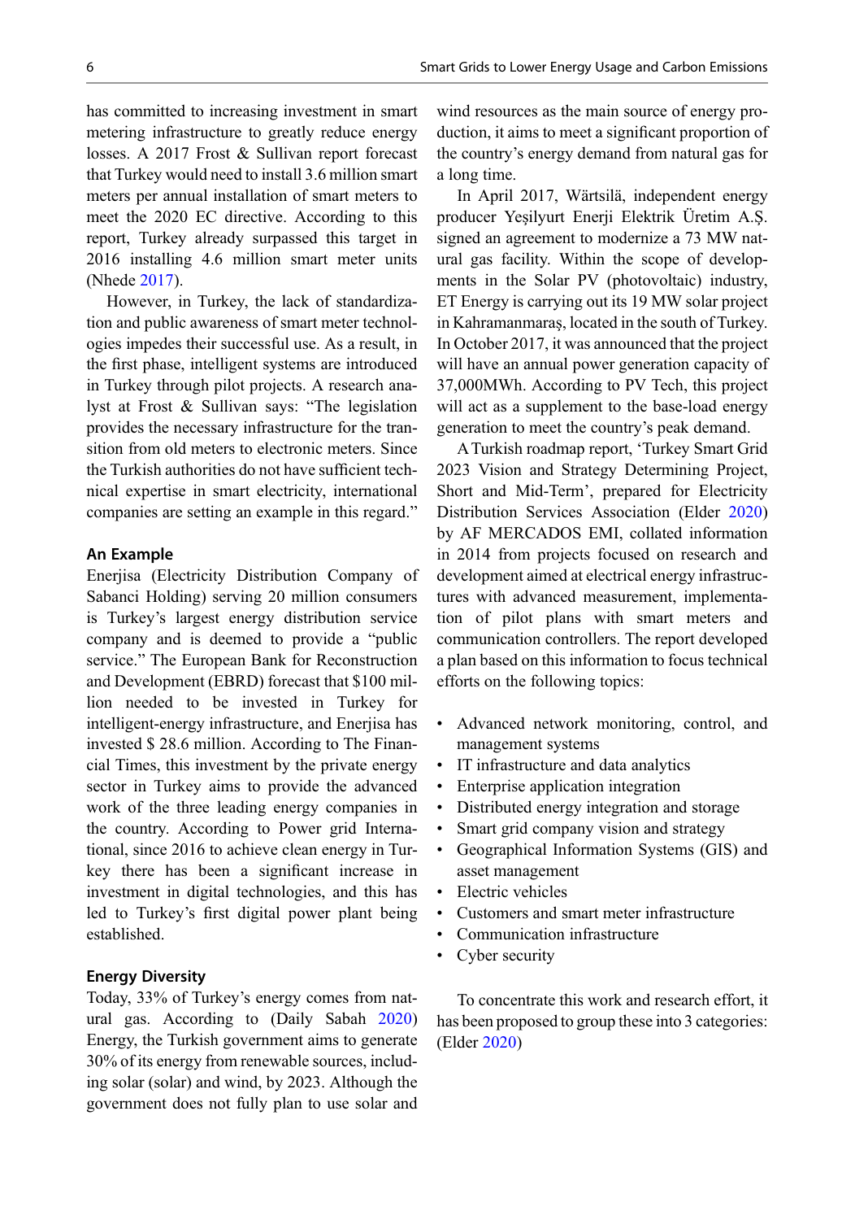has committed to increasing investment in smart metering infrastructure to greatly reduce energy losses. A 2017 Frost & Sullivan report forecast that Turkey would need to install 3.6 million smart meters per annual installation of smart meters to meet the 2020 EC directive. According to this report, Turkey already surpassed this target in 2016 installing 4.6 million smart meter units (Nhede 2017).

However, in Turkey, the lack of standardization and public awareness of smart meter technologies impedes their successful use. As a result, in the first phase, intelligent systems are introduced in Turkey through pilot projects. A research analyst at Frost & Sullivan says: "The legislation provides the necessary infrastructure for the transition from old meters to electronic meters. Since the Turkish authorities do not have sufficient technical expertise in smart electricity, international companies are setting an example in this regard."

### An Example

Enerjisa (Electricity Distribution Company of Sabanci Holding) serving 20 million consumers is Turkey's largest energy distribution service company and is deemed to provide a "public service." The European Bank for Reconstruction and Development (EBRD) forecast that $100 million needed to be invested in Turkey for intelligent-energy infrastructure, and Enerjisa has invested $ 28.6 million. According to The Financial Times, this investment by the private energy sector in Turkey aims to provide the advanced work of the three leading energy companies in the country. According to Power grid International, since 2016 to achieve clean energy in Turkey there has been a significant increase in investment in digital technologies, and this has led to Turkey's first digital power plant being established.

### Energy Diversity

Today, 33% of Turkey's energy comes from natural gas. According to (Daily Sabah 2020) Energy, the Turkish government aims to generate 30% of its energy from renewable sources, including solar (solar) and wind, by 2023. Although the government does not fully plan to use solar and wind resources as the main source of energy production, it aims to meet a significant proportion of the country's energy demand from natural gas for a long time.

In April 2017, Wärtsilä, independent energy producer Yeşilyurt Enerji Elektrik Üretim A.Ş. signed an agreement to modernize a 73 MW natural gas facility. Within the scope of developments in the Solar PV (photovoltaic) industry, ET Energy is carrying out its 19 MW solar project in Kahramanmaraş, located in the south of Turkey. In October 2017, it was announced that the project will have an annual power generation capacity of 37,000MWh. According to PV Tech, this project will act as a supplement to the base-load energy generation to meet the country's peak demand.

A Turkish roadmap report, 'Turkey Smart Grid 2023 Vision and Strategy Determining Project, Short and Mid-Term', prepared for Electricity Distribution Services Association (Elder 2020) by AF MERCADOS EMI, collated information in 2014 from projects focused on research and development aimed at electrical energy infrastructures with advanced measurement, implementation of pilot plans with smart meters and communication controllers. The report developed a plan based on this information to focus technical efforts on the following topics:

- Advanced network monitoring, control, and management systems
- IT infrastructure and data analytics
- Enterprise application integration
- Distributed energy integration and storage
- Smart grid company vision and strategy
- Geographical Information Systems (GIS) and asset management
- Electric vehicles
- Customers and smart meter infrastructure
- Communication infrastructure
- Cyber security

To concentrate this work and research effort, it has been proposed to group these into 3 categories: (Elder 2020)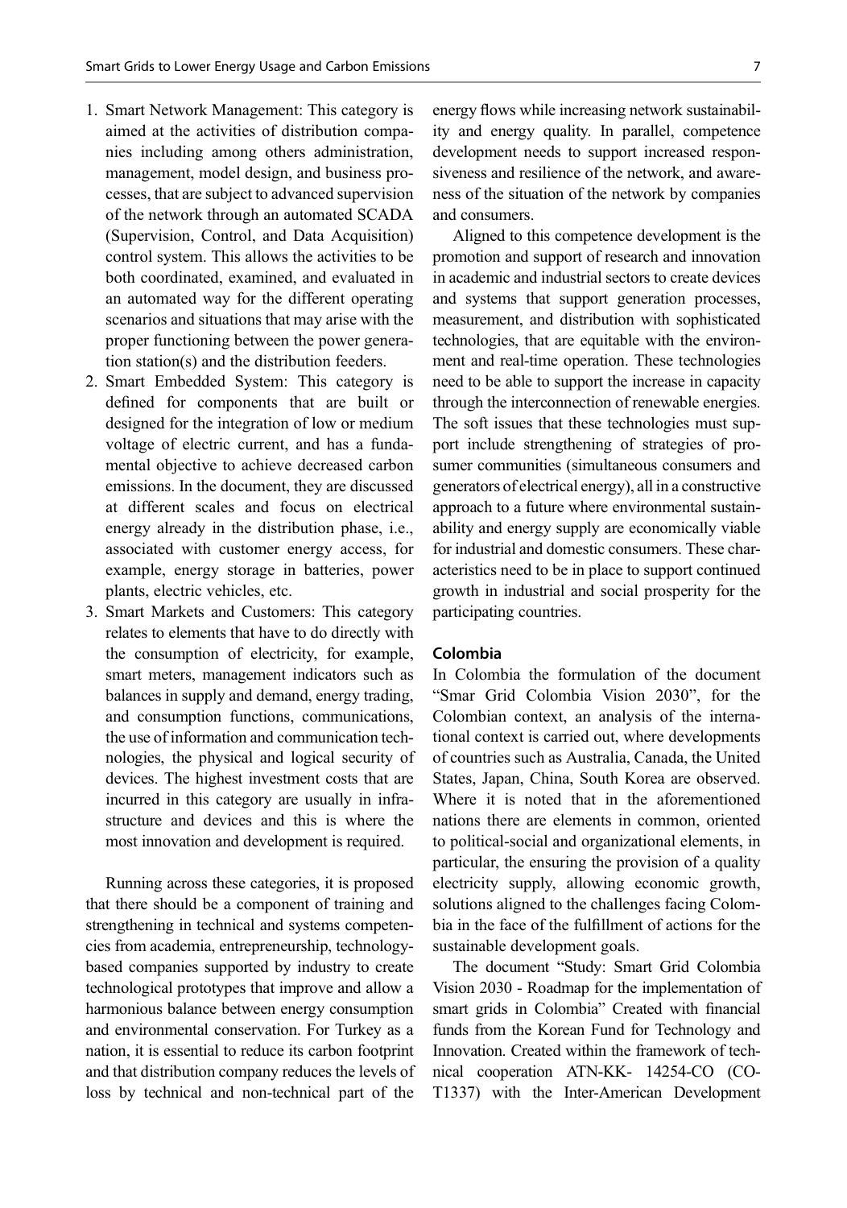1. Smart Network Management: This category is aimed at the activities of distribution companies including among others administration, management, model design, and business processes, that are subject to advanced supervision of the network through an automated SCADA (Supervision, Control, and Data Acquisition) control system. This allows the activities to be both coordinated, examined, and evaluated in an automated way for the different operating scenarios and situations that may arise with the proper functioning between the power generation station(s) and the distribution feeders.
2. Smart Embedded System: This category is defined for components that are built or designed for the integration of low or medium voltage of electric current, and has a fundamental objective to achieve decreased carbon emissions. In the document, they are discussed at different scales and focus on electrical energy already in the distribution phase, i.e., associated with customer energy access, for example, energy storage in batteries, power plants, electric vehicles, etc.
3. Smart Markets and Customers: This category relates to elements that have to do directly with the consumption of electricity, for example, smart meters, management indicators such as balances in supply and demand, energy trading, and consumption functions, communications, the use of information and communication technologies, the physical and logical security of devices. The highest investment costs that are incurred in this category are usually in infrastructure and devices and this is where the most innovation and development is required.

Running across these categories, it is proposed that there should be a component of training and strengthening in technical and systems competencies from academia, entrepreneurship, technology-based companies supported by industry to create technological prototypes that improve and allow a harmonious balance between energy consumption and environmental conservation. For Turkey as a nation, it is essential to reduce its carbon footprint and that distribution company reduces the levels of loss by technical and non-technical part of the energy flows while increasing network sustainability and energy quality. In parallel, competence development needs to support increased responsiveness and resilience of the network, and awareness of the situation of the network by companies and consumers.

Aligned to this competence development is the promotion and support of research and innovation in academic and industrial sectors to create devices and systems that support generation processes, measurement, and distribution with sophisticated technologies, that are equitable with the environment and real-time operation. These technologies need to be able to support the increase in capacity through the interconnection of renewable energies. The soft issues that these technologies must support include strengthening of strategies of prosumer communities (simultaneous consumers and generators of electrical energy), all in a constructive approach to a future where environmental sustainability and energy supply are economically viable for industrial and domestic consumers. These characteristics need to be in place to support continued growth in industrial and social prosperity for the participating countries.

### Colombia

In Colombia the formulation of the document "Smar Grid Colombia Vision 2030", for the Colombian context, an analysis of the international context is carried out, where developments of countries such as Australia, Canada, the United States, Japan, China, South Korea are observed. Where it is noted that in the aforementioned nations there are elements in common, oriented to political-social and organizational elements, in particular, the ensuring the provision of a quality electricity supply, allowing economic growth, solutions aligned to the challenges facing Colombia in the face of the fulfillment of actions for the sustainable development goals.

The document "Study: Smart Grid Colombia Vision 2030 - Roadmap for the implementation of smart grids in Colombia" Created with financial funds from the Korean Fund for Technology and Innovation. Created within the framework of technical cooperation ATN-KK- 14254-CO (CO-T1337) with the Inter-American Development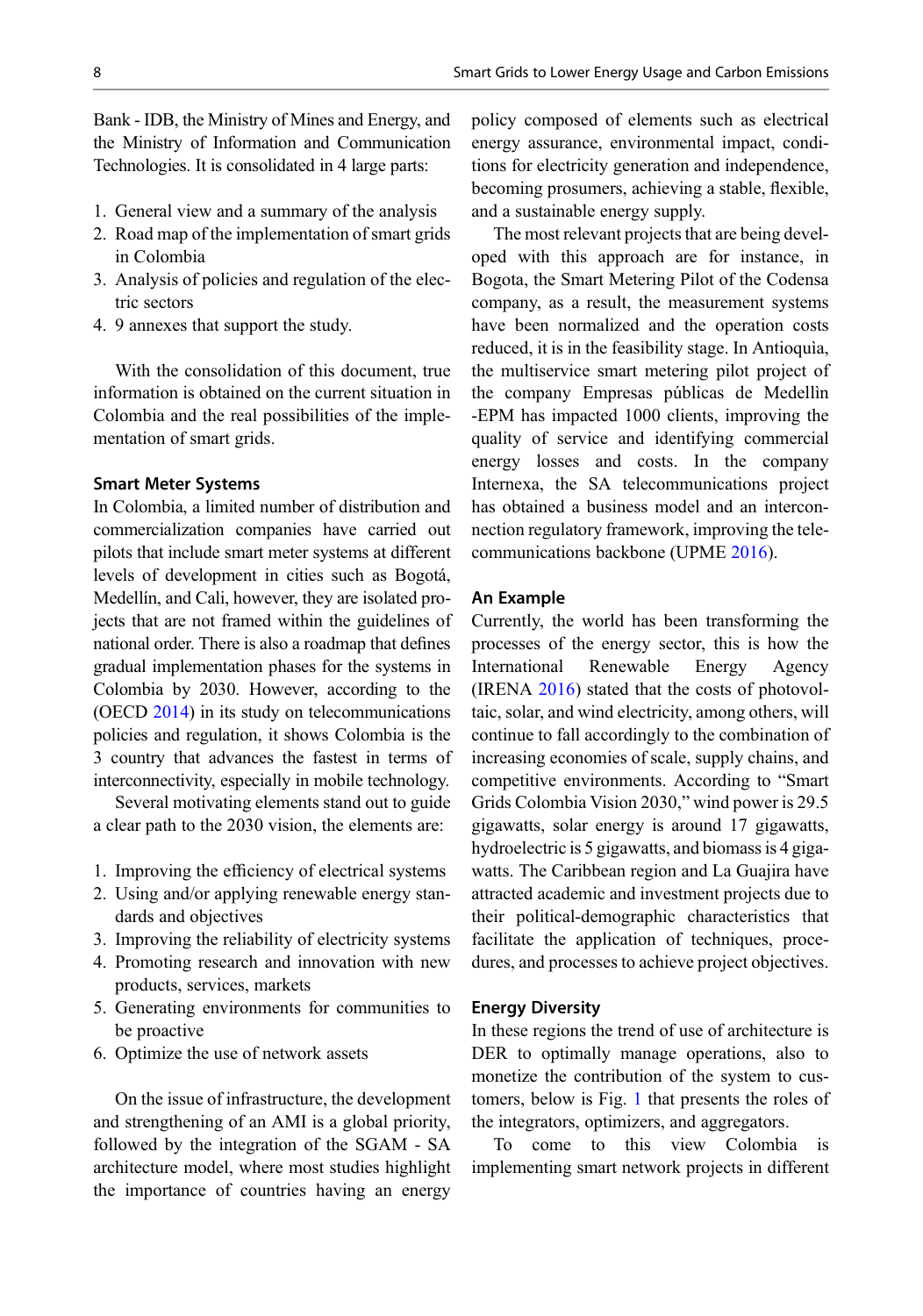Bank - IDB, the Ministry of Mines and Energy, and the Ministry of Information and Communication Technologies. It is consolidated in 4 large parts:

1. General view and a summary of the analysis
2. Road map of the implementation of smart grids in Colombia
3. Analysis of policies and regulation of the electric sectors
4. 9 annexes that support the study.

With the consolidation of this document, true information is obtained on the current situation in Colombia and the real possibilities of the implementation of smart grids.

### Smart Meter Systems

In Colombia, a limited number of distribution and commercialization companies have carried out pilots that include smart meter systems at different levels of development in cities such as Bogotá, Medellín, and Cali, however, they are isolated projects that are not framed within the guidelines of national order. There is also a roadmap that defines gradual implementation phases for the systems in Colombia by 2030. However, according to the (OECD 2014) in its study on telecommunications policies and regulation, it shows Colombia is the 3 country that advances the fastest in terms of interconnectivity, especially in mobile technology.

Several motivating elements stand out to guide a clear path to the 2030 vision, the elements are:

1. Improving the efficiency of electrical systems
2. Using and/or applying renewable energy standards and objectives
3. Improving the reliability of electricity systems
4. Promoting research and innovation with new products, services, markets
5. Generating environments for communities to be proactive
6. Optimize the use of network assets

On the issue of infrastructure, the development and strengthening of an AMI is a global priority, followed by the integration of the SGAM - SA architecture model, where most studies highlight the importance of countries having an energy policy composed of elements such as electrical energy assurance, environmental impact, conditions for electricity generation and independence, becoming prosumers, achieving a stable, flexible, and a sustainable energy supply.

The most relevant projects that are being developed with this approach are for instance, in Bogota, the Smart Metering Pilot of the Codensa company, as a result, the measurement systems have been normalized and the operation costs reduced, it is in the feasibility stage. In Antioquìa, the multiservice smart metering pilot project of the company Empresas públicas de Medellìn -EPM has impacted 1000 clients, improving the quality of service and identifying commercial energy losses and costs. In the company Internexa, the SA telecommunications project has obtained a business model and an interconnection regulatory framework, improving the telecommunications backbone (UPME 2016).

### An Example

Currently, the world has been transforming the processes of the energy sector, this is how the International Renewable Energy Agency (IRENA 2016) stated that the costs of photovoltaic, solar, and wind electricity, among others, will continue to fall accordingly to the combination of increasing economies of scale, supply chains, and competitive environments. According to "Smart Grids Colombia Vision 2030," wind power is 29.5 gigawatts, solar energy is around 17 gigawatts, hydroelectric is 5 gigawatts, and biomass is 4 gigawatts. The Caribbean region and La Guajira have attracted academic and investment projects due to their political-demographic characteristics that facilitate the application of techniques, procedures, and processes to achieve project objectives.

### Energy Diversity

In these regions the trend of use of architecture is DER to optimally manage operations, also to monetize the contribution of the system to customers, below is Fig. 1 that presents the roles of the integrators, optimizers, and aggregators.

To come to this view Colombia is implementing smart network projects in different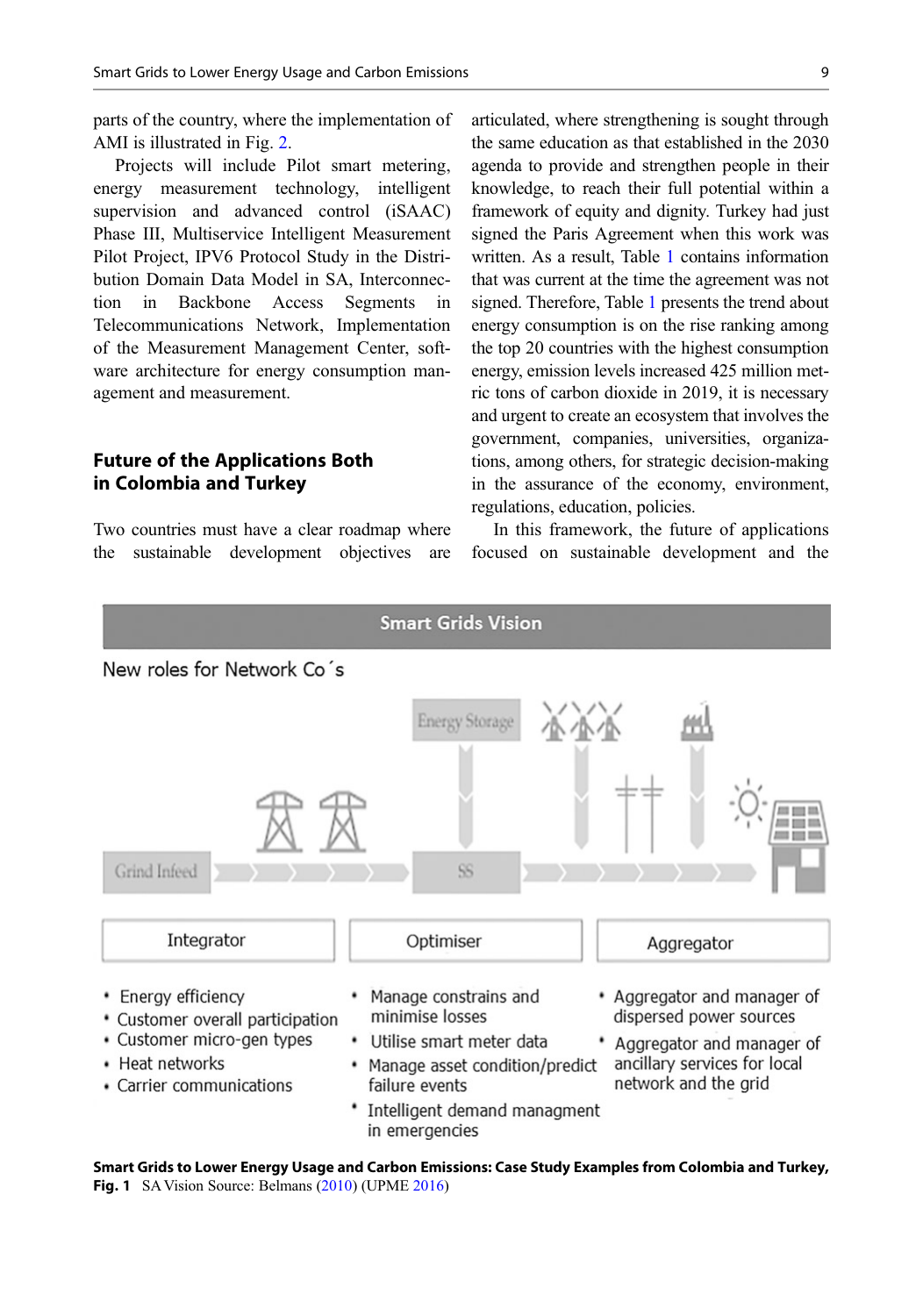parts of the country, where the implementation of AMI is illustrated in Fig. 2.

Projects will include Pilot smart metering, energy measurement technology, intelligent supervision and advanced control (iSAAC) Phase III, Multiservice Intelligent Measurement Pilot Project, IPV6 Protocol Study in the Distribution Domain Data Model in SA, Interconnection in Backbone Access Segments in Telecommunications Network, Implementation of the Measurement Management Center, software architecture for energy consumption management and measurement.

## Future of the Applications Both in Colombia and Turkey

Two countries must have a clear roadmap where the sustainable development objectives are articulated, where strengthening is sought through the same education as that established in the 2030 agenda to provide and strengthen people in their knowledge, to reach their full potential within a framework of equity and dignity. Turkey had just signed the Paris Agreement when this work was written. As a result, Table 1 contains information that was current at the time the agreement was not signed. Therefore, Table 1 presents the trend about energy consumption is on the rise ranking among the top 20 countries with the highest consumption energy, emission levels increased 425 million metric tons of carbon dioxide in 2019, it is necessary and urgent to create an ecosystem that involves the government, companies, universities, organizations, among others, for strategic decision-making in the assurance of the economy, environment, regulations, education, policies.

In this framework, the future of applications focused on sustainable development and the

Smart Grids Vision

New roles for Network Co´s

| Integrator | Optimiser | Aggregator |
|---|---|---|
| • Energy efficiency<br>• Customer overall participation<br>• Customer micro-gen types<br>• Heat networks<br>• Carrier communications | • Manage constrains and minimise losses<br>• Utilise smart meter data<br>• Manage asset condition/predict failure events<br>• Intelligent demand managment in emergencies | • Aggregator and manager of dispersed power sources<br>• Aggregator and manager of ancillary services for local network and the grid |

**Smart Grids to Lower Energy Usage and Carbon Emissions: Case Study Examples from Colombia and Turkey, Fig. 1** SA Vision Source: Belmans (2010) (UPME 2016)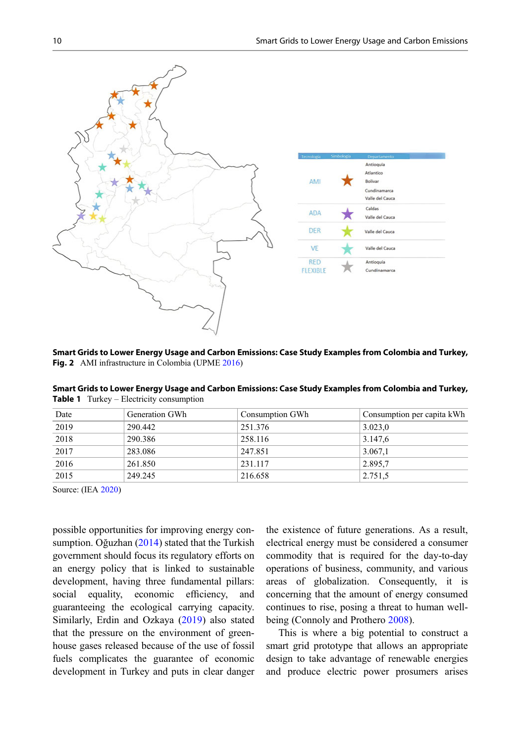**Smart Grids to Lower Energy Usage and Carbon Emissions: Case Study Examples from Colombia and Turkey, Fig. 2** AMI infrastructure in Colombia (UPME 2016)

**Smart Grids to Lower Energy Usage and Carbon Emissions: Case Study Examples from Colombia and Turkey, Table 1** Turkey – Electricity consumption

| Date | Generation GWh | Consumption GWh | Consumption per capita kWh |
|---|---|---|---|
| 2019 | 290.442 | 251.376 | 3.023,0 |
| 2018 | 290.386 | 258.116 | 3.147,6 |
| 2017 | 283.086 | 247.851 | 3.067,1 |
| 2016 | 261.850 | 231.117 | 2.895,7 |
| 2015 | 249.245 | 216.658 | 2.751,5 |

Source: (IEA 2020)

possible opportunities for improving energy consumption. Oğuzhan (2014) stated that the Turkish government should focus its regulatory efforts on an energy policy that is linked to sustainable development, having three fundamental pillars: social equality, economic efficiency, and guaranteeing the ecological carrying capacity. Similarly, Erdin and Ozkaya (2019) also stated that the pressure on the environment of greenhouse gases released because of the use of fossil fuels complicates the guarantee of economic development in Turkey and puts in clear danger the existence of future generations. As a result, electrical energy must be considered a consumer commodity that is required for the day-to-day operations of business, community, and various areas of globalization. Consequently, it is concerning that the amount of energy consumed continues to rise, posing a threat to human well-being (Conoly and Prothero 2008).

This is where a big potential to construct a smart grid prototype that allows an appropriate design to take advantage of renewable energies and produce electric power prosumers arises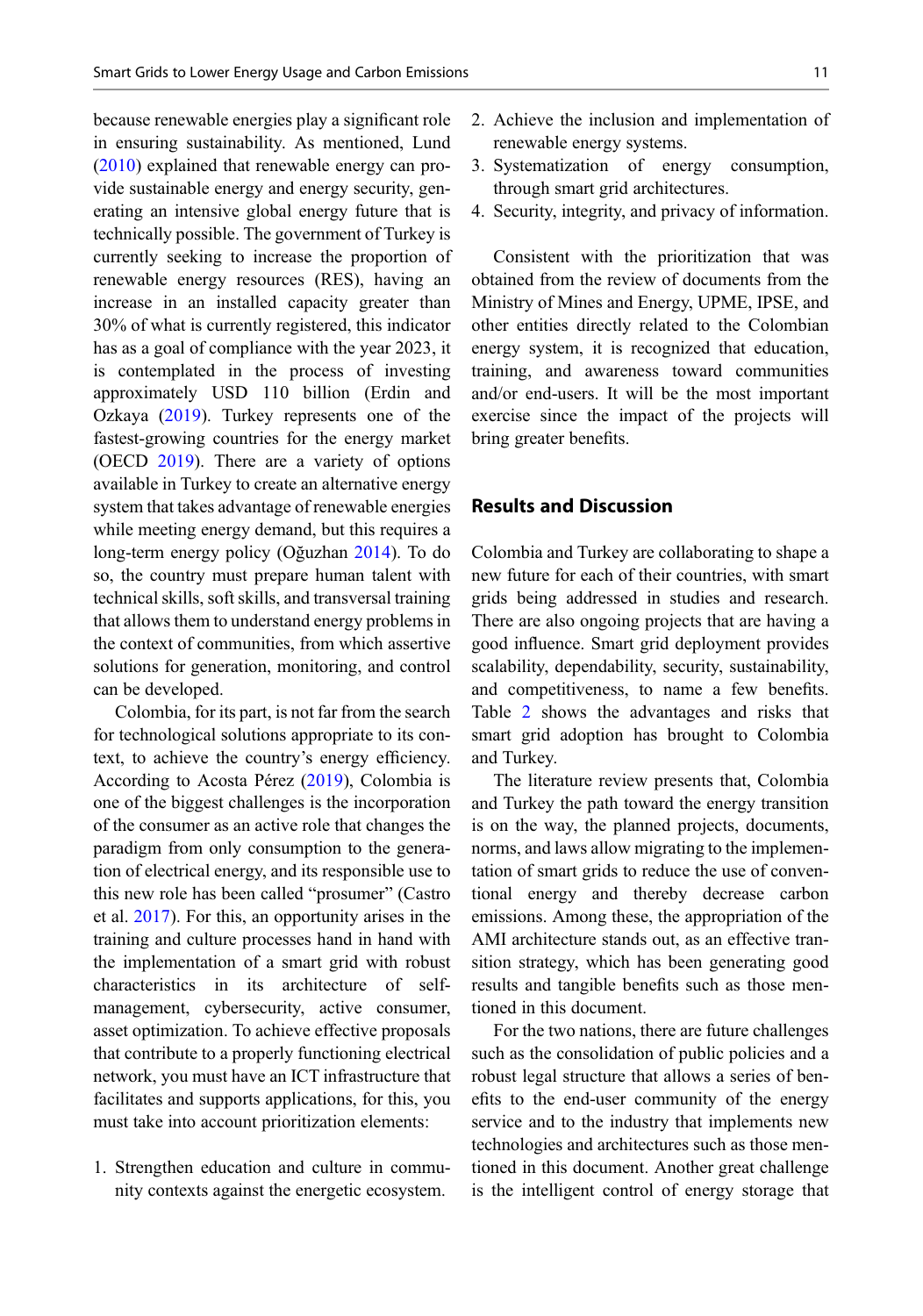because renewable energies play a significant role in ensuring sustainability. As mentioned, Lund (2010) explained that renewable energy can provide sustainable energy and energy security, generating an intensive global energy future that is technically possible. The government of Turkey is currently seeking to increase the proportion of renewable energy resources (RES), having an increase in an installed capacity greater than 30% of what is currently registered, this indicator has as a goal of compliance with the year 2023, it is contemplated in the process of investing approximately USD 110 billion (Erdin and Ozkaya (2019). Turkey represents one of the fastest-growing countries for the energy market (OECD 2019). There are a variety of options available in Turkey to create an alternative energy system that takes advantage of renewable energies while meeting energy demand, but this requires a long-term energy policy (Oğuzhan 2014). To do so, the country must prepare human talent with technical skills, soft skills, and transversal training that allows them to understand energy problems in the context of communities, from which assertive solutions for generation, monitoring, and control can be developed.

Colombia, for its part, is not far from the search for technological solutions appropriate to its context, to achieve the country's energy efficiency. According to Acosta Pérez (2019), Colombia is one of the biggest challenges is the incorporation of the consumer as an active role that changes the paradigm from only consumption to the generation of electrical energy, and its responsible use to this new role has been called "prosumer" (Castro et al. 2017). For this, an opportunity arises in the training and culture processes hand in hand with the implementation of a smart grid with robust characteristics in its architecture of self-management, cybersecurity, active consumer, asset optimization. To achieve effective proposals that contribute to a properly functioning electrical network, you must have an ICT infrastructure that facilitates and supports applications, for this, you must take into account prioritization elements:

1. Strengthen education and culture in community contexts against the energetic ecosystem.
2. Achieve the inclusion and implementation of renewable energy systems.
3. Systematization of energy consumption, through smart grid architectures.
4. Security, integrity, and privacy of information.

Consistent with the prioritization that was obtained from the review of documents from the Ministry of Mines and Energy, UPME, IPSE, and other entities directly related to the Colombian energy system, it is recognized that education, training, and awareness toward communities and/or end-users. It will be the most important exercise since the impact of the projects will bring greater benefits.

## Results and Discussion

Colombia and Turkey are collaborating to shape a new future for each of their countries, with smart grids being addressed in studies and research. There are also ongoing projects that are having a good influence. Smart grid deployment provides scalability, dependability, security, sustainability, and competitiveness, to name a few benefits. Table 2 shows the advantages and risks that smart grid adoption has brought to Colombia and Turkey.

The literature review presents that, Colombia and Turkey the path toward the energy transition is on the way, the planned projects, documents, norms, and laws allow migrating to the implementation of smart grids to reduce the use of conventional energy and thereby decrease carbon emissions. Among these, the appropriation of the AMI architecture stands out, as an effective transition strategy, which has been generating good results and tangible benefits such as those mentioned in this document.

For the two nations, there are future challenges such as the consolidation of public policies and a robust legal structure that allows a series of benefits to the end-user community of the energy service and to the industry that implements new technologies and architectures such as those mentioned in this document. Another great challenge is the intelligent control of energy storage that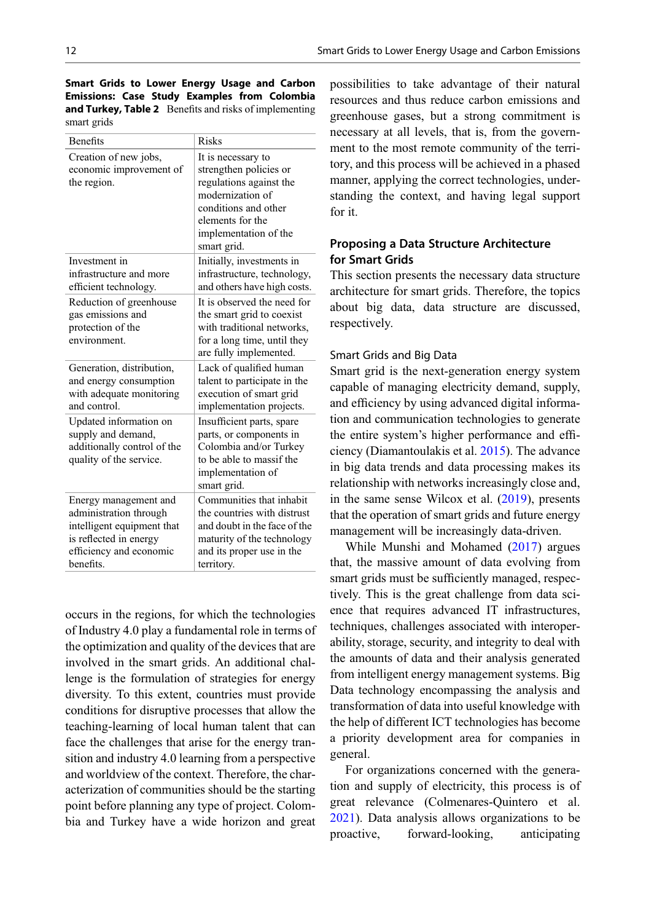**Smart Grids to Lower Energy Usage and Carbon Emissions: Case Study Examples from Colombia and Turkey, Table 2** Benefits and risks of implementing smart grids

| Benefits | Risks |
| --- | --- |
| Creation of new jobs, economic improvement of the region. | It is necessary to strengthen policies or regulations against the modernization of conditions and other elements for the implementation of the smart grid. |
| Investment in infrastructure and more efficient technology. | Initially, investments in infrastructure, technology, and others have high costs. |
| Reduction of greenhouse gas emissions and protection of the environment. | It is observed the need for the smart grid to coexist with traditional networks, for a long time, until they are fully implemented. |
| Generation, distribution, and energy consumption with adequate monitoring and control. | Lack of qualified human talent to participate in the execution of smart grid implementation projects. |
| Updated information on supply and demand, additionally control of the quality of the service. | Insufficient parts, spare parts, or components in Colombia and/or Turkey to be able to massif the implementation of smart grid. |
| Energy management and administration through intelligent equipment that is reflected in energy efficiency and economic benefits. | Communities that inhabit the countries with distrust and doubt in the face of the technology maturity of the technology and its proper use in the territory. |

occurs in the regions, for which the technologies of Industry 4.0 play a fundamental role in terms of the optimization and quality of the devices that are involved in the smart grids. An additional challenge is the formulation of strategies for energy diversity. To this extent, countries must provide conditions for disruptive processes that allow the teaching-learning of local human talent that can face the challenges that arise for the energy transition and industry 4.0 learning from a perspective and worldview of the context. Therefore, the characterization of communities should be the starting point before planning any type of project. Colombia and Turkey have a wide horizon and great possibilities to take advantage of their natural resources and thus reduce carbon emissions and greenhouse gases, but a strong commitment is necessary at all levels, that is, from the government to the most remote community of the territory, and this process will be achieved in a phased manner, applying the correct technologies, understanding the context, and having legal support for it.

## Proposing a Data Structure Architecture for Smart Grids

This section presents the necessary data structure architecture for smart grids. Therefore, the topics about big data, data structure are discussed, respectively.

### Smart Grids and Big Data

Smart grid is the next-generation energy system capable of managing electricity demand, supply, and efficiency by using advanced digital information and communication technologies to generate the entire system's higher performance and efficiency (Diamantoulakis et al. 2015). The advance in big data trends and data processing makes its relationship with networks increasingly close and, in the same sense Wilcox et al. (2019), presents that the operation of smart grids and future energy management will be increasingly data-driven.

While Munshi and Mohamed (2017) argues that, the massive amount of data evolving from smart grids must be sufficiently managed, respectively. This is the great challenge from data science that requires advanced IT infrastructures, techniques, challenges associated with interoperability, storage, security, and integrity to deal with the amounts of data and their analysis generated from intelligent energy management systems. Big Data technology encompassing the analysis and transformation of data into useful knowledge with the help of different ICT technologies has become a priority development area for companies in general.

For organizations concerned with the generation and supply of electricity, this process is of great relevance (Colmenares-Quintero et al. 2021). Data analysis allows organizations to be proactive, forward-looking, anticipating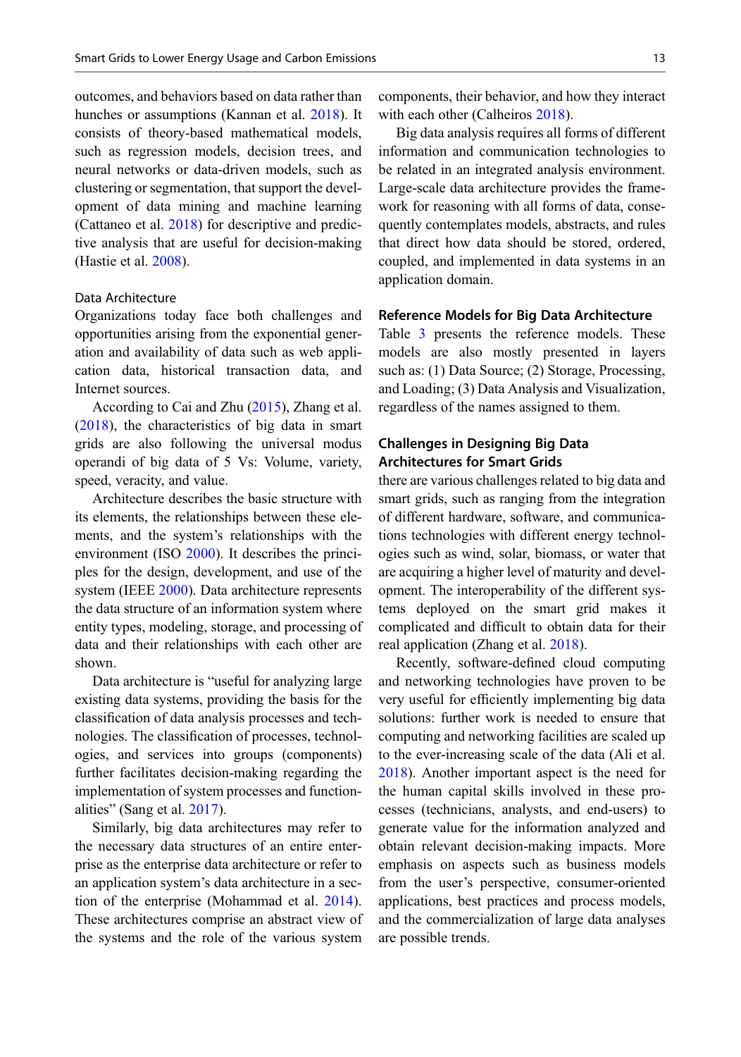outcomes, and behaviors based on data rather than hunches or assumptions (Kannan et al. 2018). It consists of theory-based mathematical models, such as regression models, decision trees, and neural networks or data-driven models, such as clustering or segmentation, that support the development of data mining and machine learning (Cattaneo et al. 2018) for descriptive and predictive analysis that are useful for decision-making (Hastie et al. 2008).

### Data Architecture

Organizations today face both challenges and opportunities arising from the exponential generation and availability of data such as web application data, historical transaction data, and Internet sources.

According to Cai and Zhu (2015), Zhang et al. (2018), the characteristics of big data in smart grids are also following the universal modus operandi of big data of 5 Vs: Volume, variety, speed, veracity, and value.

Architecture describes the basic structure with its elements, the relationships between these elements, and the system's relationships with the environment (ISO 2000). It describes the principles for the design, development, and use of the system (IEEE 2000). Data architecture represents the data structure of an information system where entity types, modeling, storage, and processing of data and their relationships with each other are shown.

Data architecture is "useful for analyzing large existing data systems, providing the basis for the classification of data analysis processes and technologies. The classification of processes, technologies, and services into groups (components) further facilitates decision-making regarding the implementation of system processes and functionalities" (Sang et al. 2017).

Similarly, big data architectures may refer to the necessary data structures of an entire enterprise as the enterprise data architecture or refer to an application system's data architecture in a section of the enterprise (Mohammad et al. 2014). These architectures comprise an abstract view of the systems and the role of the various system components, their behavior, and how they interact with each other (Calheiros 2018).

Big data analysis requires all forms of different information and communication technologies to be related in an integrated analysis environment. Large-scale data architecture provides the framework for reasoning with all forms of data, consequently contemplates models, abstracts, and rules that direct how data should be stored, ordered, coupled, and implemented in data systems in an application domain.

## Reference Models for Big Data Architecture

Table 3 presents the reference models. These models are also mostly presented in layers such as: (1) Data Source; (2) Storage, Processing, and Loading; (3) Data Analysis and Visualization, regardless of the names assigned to them.

## Challenges in Designing Big Data Architectures for Smart Grids

there are various challenges related to big data and smart grids, such as ranging from the integration of different hardware, software, and communications technologies with different energy technologies such as wind, solar, biomass, or water that are acquiring a higher level of maturity and development. The interoperability of the different systems deployed on the smart grid makes it complicated and difficult to obtain data for their real application (Zhang et al. 2018).

Recently, software-defined cloud computing and networking technologies have proven to be very useful for efficiently implementing big data solutions: further work is needed to ensure that computing and networking facilities are scaled up to the ever-increasing scale of the data (Ali et al. 2018). Another important aspect is the need for the human capital skills involved in these processes (technicians, analysts, and end-users) to generate value for the information analyzed and obtain relevant decision-making impacts. More emphasis on aspects such as business models from the user's perspective, consumer-oriented applications, best practices and process models, and the commercialization of large data analyses are possible trends.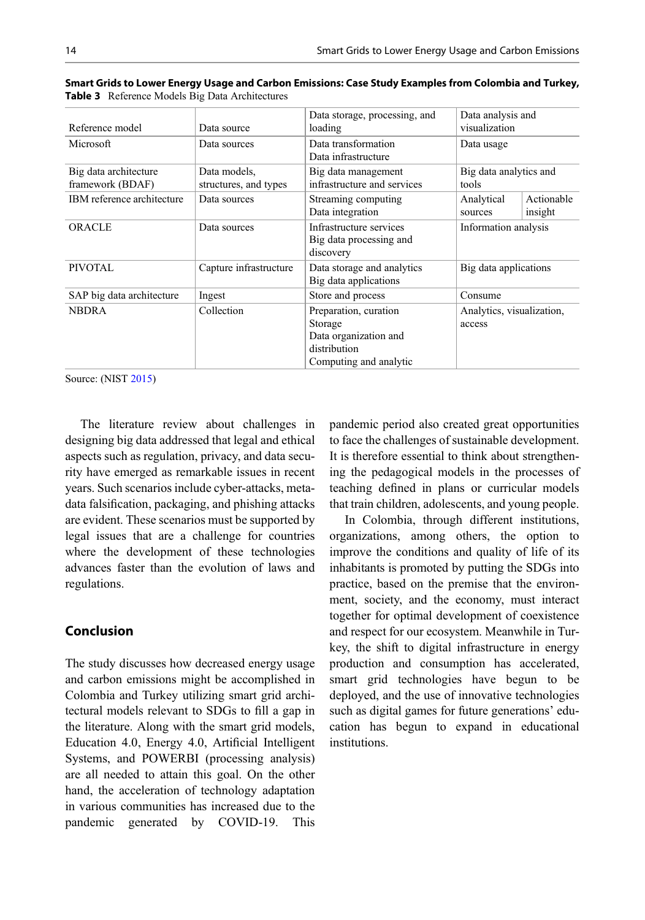**Smart Grids to Lower Energy Usage and Carbon Emissions: Case Study Examples from Colombia and Turkey, Table 3** Reference Models Big Data Architectures

| Reference model | Data source | Data storage, processing, and loading | Data analysis and visualization | |
|---|---|---|---|---|
| Microsoft | Data sources | Data transformation<br>Data infrastructure | Data usage | |
| Big data architecture framework (BDAF) | Data models, structures, and types | Big data management infrastructure and services | Big data analytics and tools | |
| IBM reference architecture | Data sources | Streaming computing<br>Data integration | Analytical sources | Actionable insight |
| ORACLE | Data sources | Infrastructure services<br>Big data processing and discovery | Information analysis | |
| PIVOTAL | Capture infrastructure | Data storage and analytics<br>Big data applications | Big data applications | |
| SAP big data architecture | Ingest | Store and process | Consume | |
| NBDRA | Collection | Preparation, curation<br>Storage<br>Data organization and distribution<br>Computing and analytic | Analytics, visualization, access | |

Source: (NIST 2015)

The literature review about challenges in designing big data addressed that legal and ethical aspects such as regulation, privacy, and data security have emerged as remarkable issues in recent years. Such scenarios include cyber-attacks, metadata falsification, packaging, and phishing attacks are evident. These scenarios must be supported by legal issues that are a challenge for countries where the development of these technologies advances faster than the evolution of laws and regulations.

## Conclusion

The study discusses how decreased energy usage and carbon emissions might be accomplished in Colombia and Turkey utilizing smart grid architectural models relevant to SDGs to fill a gap in the literature. Along with the smart grid models, Education 4.0, Energy 4.0, Artificial Intelligent Systems, and POWERBI (processing analysis) are all needed to attain this goal. On the other hand, the acceleration of technology adaptation in various communities has increased due to the pandemic generated by COVID-19. This pandemic period also created great opportunities to face the challenges of sustainable development. It is therefore essential to think about strengthening the pedagogical models in the processes of teaching defined in plans or curricular models that train children, adolescents, and young people.

In Colombia, through different institutions, organizations, among others, the option to improve the conditions and quality of life of its inhabitants is promoted by putting the SDGs into practice, based on the premise that the environment, society, and the economy, must interact together for optimal development of coexistence and respect for our ecosystem. Meanwhile in Turkey, the shift to digital infrastructure in energy production and consumption has accelerated, smart grid technologies have begun to be deployed, and the use of innovative technologies such as digital games for future generations' education has begun to expand in educational institutions.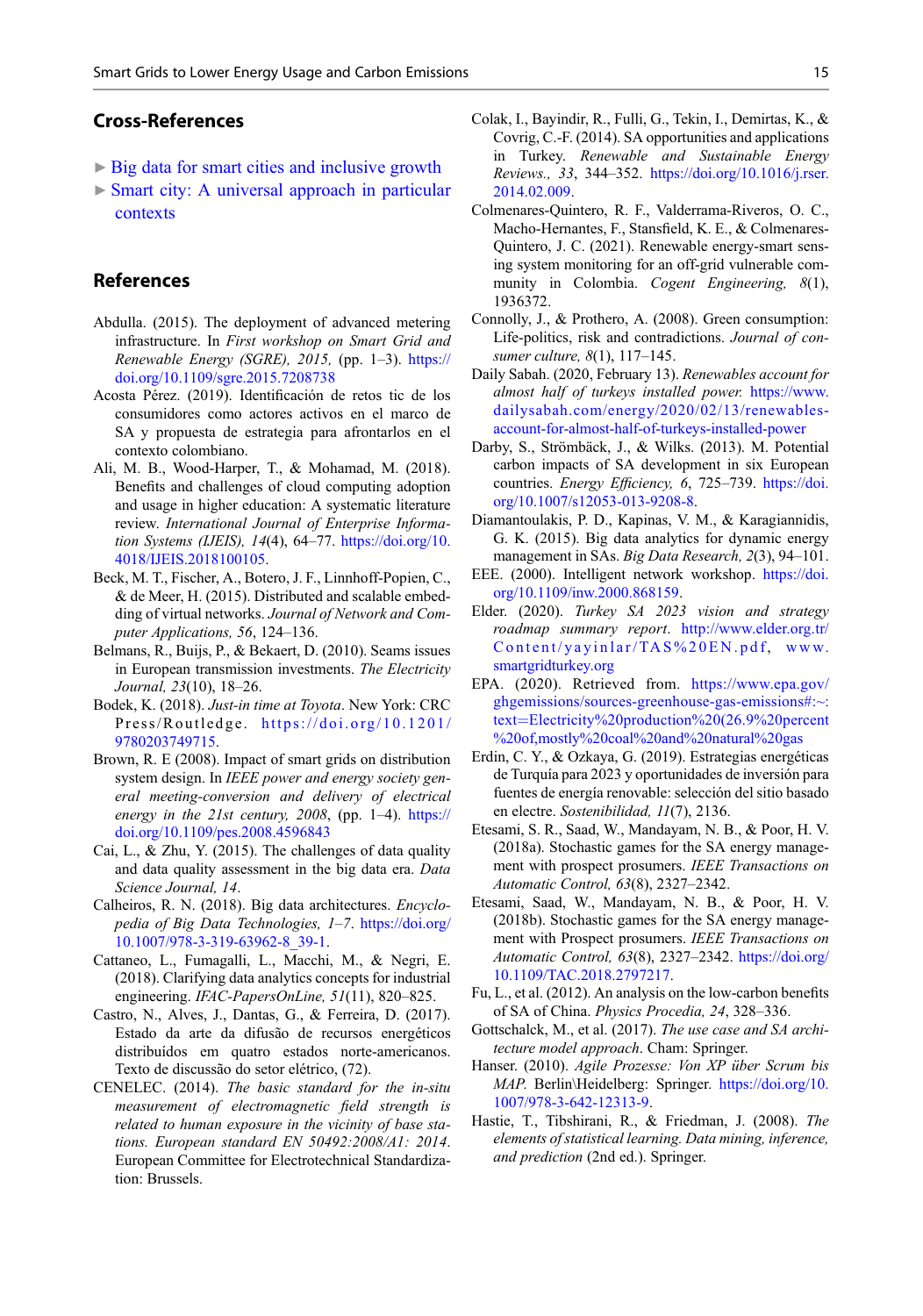## Cross-References

- ► Big data for smart cities and inclusive growth
- ► Smart city: A universal approach in particular contexts

## References

Abdulla. (2015). The deployment of advanced metering infrastructure. In *First workshop on Smart Grid and Renewable Energy (SGRE), 2015,* (pp. 1–3). https://doi.org/10.1109/sgre.2015.7208738

Acosta Pérez. (2019). Identificación de retos tic de los consumidores como actores activos en el marco de SA y propuesta de estrategia para afrontarlos en el contexto colombiano.

Ali, M. B., Wood-Harper, T., & Mohamad, M. (2018). Benefits and challenges of cloud computing adoption and usage in higher education: A systematic literature review. *International Journal of Enterprise Information Systems (IJEIS), 14*(4), 64–77. https://doi.org/10.4018/IJEIS.2018100105.

Beck, M. T., Fischer, A., Botero, J. F., Linnhoff-Popien, C., & de Meer, H. (2015). Distributed and scalable embedding of virtual networks. *Journal of Network and Computer Applications, 56*, 124–136.

Belmans, R., Buijs, P., & Bekaert, D. (2010). Seams issues in European transmission investments. *The Electricity Journal, 23*(10), 18–26.

Bodek, K. (2018). *Just-in time at Toyota*. New York: CRC Press/Routledge. https://doi.org/10.1201/9780203749715.

Brown, R. E (2008). Impact of smart grids on distribution system design. In *IEEE power and energy society general meeting-conversion and delivery of electrical energy in the 21st century, 2008*, (pp. 1–4). https://doi.org/10.1109/pes.2008.4596843

Cai, L., & Zhu, Y. (2015). The challenges of data quality and data quality assessment in the big data era. *Data Science Journal, 14*.

Calheiros, R. N. (2018). Big data architectures. *Encyclopedia of Big Data Technologies, 1–7*. https://doi.org/10.1007/978-3-319-63962-8_39-1.

Cattaneo, L., Fumagalli, L., Macchi, M., & Negri, E. (2018). Clarifying data analytics concepts for industrial engineering. *IFAC-PapersOnLine, 51*(11), 820–825.

Castro, N., Alves, J., Dantas, G., & Ferreira, D. (2017). Estado da arte da difusão de recursos energéticos distribuídos em quatro estados norte-americanos. Texto de discussão do setor elétrico, (72).

CENELEC. (2014). *The basic standard for the in-situ measurement of electromagnetic field strength is related to human exposure in the vicinity of base stations. European standard EN 50492:2008/A1: 2014*. European Committee for Electrotechnical Standardization: Brussels.

Colak, I., Bayindir, R., Fulli, G., Tekin, I., Demirtas, K., & Covrig, C.-F. (2014). SA opportunities and applications in Turkey. *Renewable and Sustainable Energy Reviews., 33*, 344–352. https://doi.org/10.1016/j.rser.2014.02.009.

Colmenares-Quintero, R. F., Valderrama-Riveros, O. C., Macho-Hernantes, F., Stansfield, K. E., & Colmenares-Quintero, J. C. (2021). Renewable energy-smart sensing system monitoring for an off-grid vulnerable community in Colombia. *Cogent Engineering, 8*(1), 1936372.

Connolly, J., & Prothero, A. (2008). Green consumption: Life-politics, risk and contradictions. *Journal of consumer culture, 8*(1), 117–145.

Daily Sabah. (2020, February 13). *Renewables account for almost half of turkeys installed power.* https://www.dailysabah.com/energy/2020/02/13/renewables-account-for-almost-half-of-turkeys-installed-power

Darby, S., Strömbäck, J., & Wilks. (2013). M. Potential carbon impacts of SA development in six European countries. *Energy Efficiency, 6*, 725–739. https://doi.org/10.1007/s12053-013-9208-8.

Diamantoulakis, P. D., Kapinas, V. M., & Karagiannidis, G. K. (2015). Big data analytics for dynamic energy management in SAs. *Big Data Research, 2*(3), 94–101.

EEE. (2000). Intelligent network workshop. https://doi.org/10.1109/inw.2000.868159.

Elder. (2020). *Turkey SA 2023 vision and strategy roadmap summary report*. http://www.elder.org.tr/Content/yayinlar/TAS%20EN.pdf, www.smartgridturkey.org

EPA. (2020). Retrieved from. https://www.epa.gov/ghgemissions/sources-greenhouse-gas-emissions#:~:text=Electricity%20production%20(26.9%20percent%20of,mostly%20coal%20and%20natural%20gas

Erdin, C. Y., & Ozkaya, G. (2019). Estrategias energéticas de Turquía para 2023 y oportunidades de inversión para fuentes de energía renovable: selección del sitio basado en electre. *Sostenibilidad, 11*(7), 2136.

Etesami, S. R., Saad, W., Mandayam, N. B., & Poor, H. V. (2018a). Stochastic games for the SA energy management with prospect prosumers. *IEEE Transactions on Automatic Control, 63*(8), 2327–2342.

Etesami, Saad, W., Mandayam, N. B., & Poor, H. V. (2018b). Stochastic games for the SA energy management with Prospect prosumers. *IEEE Transactions on Automatic Control, 63*(8), 2327–2342. https://doi.org/10.1109/TAC.2018.2797217.

Fu, L., et al. (2012). An analysis on the low-carbon benefits of SA of China. *Physics Procedia, 24*, 328–336.

Gottschalck, M., et al. (2017). *The use case and SA architecture model approach*. Cham: Springer.

Hanser. (2010). *Agile Prozesse: Von XP über Scrum bis MAP.* Berlin\Heidelberg: Springer. https://doi.org/10.1007/978-3-642-12313-9.

Hastie, T., Tibshirani, R., & Friedman, J. (2008). *The elements of statistical learning. Data mining, inference, and prediction* (2nd ed.). Springer.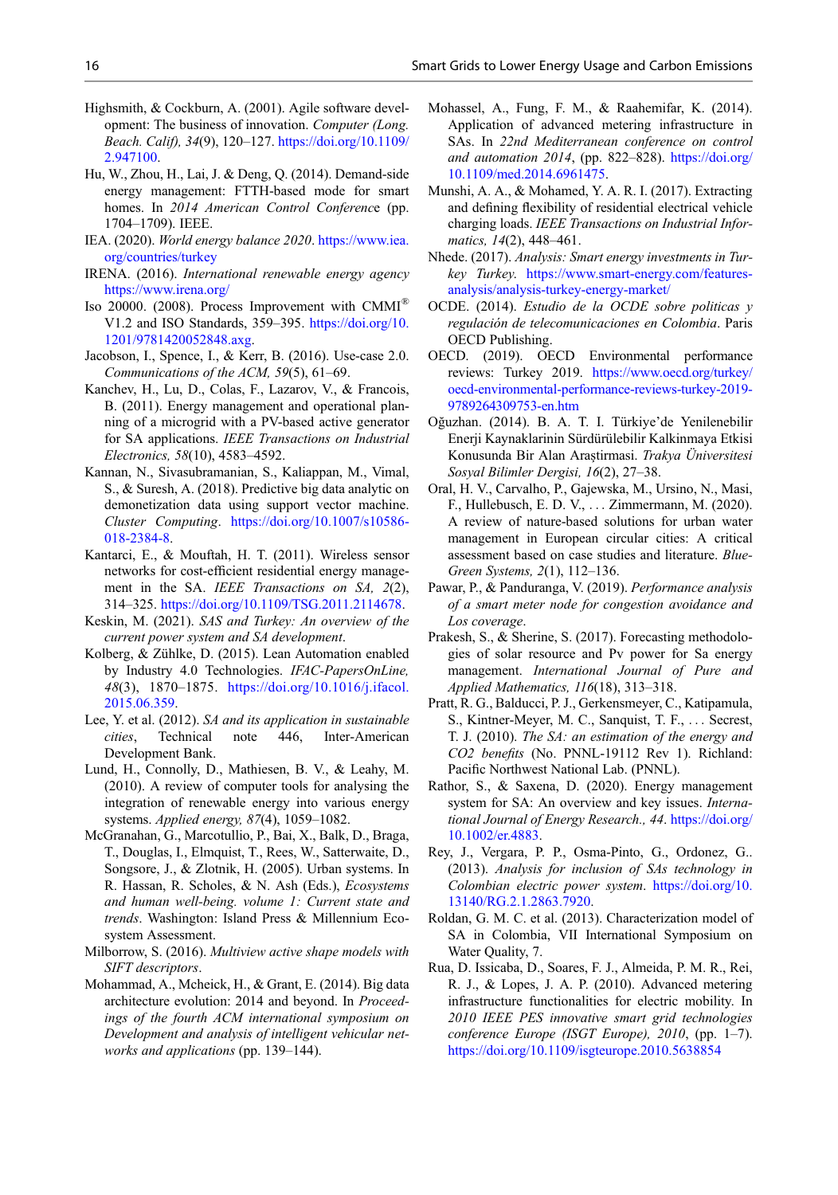Highsmith, & Cockburn, A. (2001). Agile software development: The business of innovation. *Computer (Long. Beach. Calif), 34*(9), 120–127. https://doi.org/10.1109/2.947100.

Hu, W., Zhou, H., Lai, J. & Deng, Q. (2014). Demand-side energy management: FTTH-based mode for smart homes. In *2014 American Control Conference* (pp. 1704–1709). IEEE.

IEA. (2020). *World energy balance 2020*. https://www.iea.org/countries/turkey

IRENA. (2016). *International renewable energy agency* https://www.irena.org/

Iso 20000. (2008). Process Improvement with CMMI® V1.2 and ISO Standards, 359–395. https://doi.org/10.1201/9781420052848.axg.

Jacobson, I., Spence, I., & Kerr, B. (2016). Use-case 2.0. *Communications of the ACM, 59*(5), 61–69.

Kanchev, H., Lu, D., Colas, F., Lazarov, V., & Francois, B. (2011). Energy management and operational planning of a microgrid with a PV-based active generator for SA applications. *IEEE Transactions on Industrial Electronics, 58*(10), 4583–4592.

Kannan, N., Sivasubramanian, S., Kaliappan, M., Vimal, S., & Suresh, A. (2018). Predictive big data analytic on demonetization data using support vector machine. *Cluster Computing*. https://doi.org/10.1007/s10586-018-2384-8.

Kantarci, E., & Mouftah, H. T. (2011). Wireless sensor networks for cost-efficient residential energy management in the SA. *IEEE Transactions on SA, 2*(2), 314–325. https://doi.org/10.1109/TSG.2011.2114678.

Keskin, M. (2021). *SAS and Turkey: An overview of the current power system and SA development*.

Kolberg, & Zühlke, D. (2015). Lean Automation enabled by Industry 4.0 Technologies. *IFAC-PapersOnLine, 48*(3), 1870–1875. https://doi.org/10.1016/j.ifacol.2015.06.359.

Lee, Y. et al. (2012). *SA and its application in sustainable cities*, Technical note 446, Inter-American Development Bank.

Lund, H., Connolly, D., Mathiesen, B. V., & Leahy, M. (2010). A review of computer tools for analysing the integration of renewable energy into various energy systems. *Applied energy, 87*(4), 1059–1082.

McGranahan, G., Marcotullio, P., Bai, X., Balk, D., Braga, T., Douglas, I., Elmquist, T., Rees, W., Satterwaite, D., Songsore, J., & Zlotnik, H. (2005). Urban systems. In R. Hassan, R. Scholes, & N. Ash (Eds.), *Ecosystems and human well-being. volume 1: Current state and trends*. Washington: Island Press & Millennium Ecosystem Assessment.

Milborrow, S. (2016). *Multiview active shape models with SIFT descriptors*.

Mohammad, A., Mcheick, H., & Grant, E. (2014). Big data architecture evolution: 2014 and beyond. In *Proceedings of the fourth ACM international symposium on Development and analysis of intelligent vehicular networks and applications* (pp. 139–144).

Mohassel, A., Fung, F. M., & Raahemifar, K. (2014). Application of advanced metering infrastructure in SAs. In *22nd Mediterranean conference on control and automation 2014*, (pp. 822–828). https://doi.org/10.1109/med.2014.6961475.

Munshi, A. A., & Mohamed, Y. A. R. I. (2017). Extracting and defining flexibility of residential electrical vehicle charging loads. *IEEE Transactions on Industrial Informatics, 14*(2), 448–461.

Nhede. (2017). *Analysis: Smart energy investments in Turkey Turkey*. https://www.smart-energy.com/features-analysis/analysis-turkey-energy-market/

OCDE. (2014). *Estudio de la OCDE sobre politicas y regulación de telecomunicaciones en Colombia*. Paris OECD Publishing.

OECD. (2019). OECD Environmental performance reviews: Turkey 2019. https://www.oecd.org/turkey/oecd-environmental-performance-reviews-turkey-2019-9789264309753-en.htm

Oğuzhan. (2014). B. A. T. I. Türkiye'de Yenilenebilir Enerji Kaynaklarinin Sürdürülebilir Kalkinmaya Etkisi Konusunda Bir Alan Araştirmasi. *Trakya Üniversitesi Sosyal Bilimler Dergisi, 16*(2), 27–38.

Oral, H. V., Carvalho, P., Gajewska, M., Ursino, N., Masi, F., Hullebusch, E. D. V., . . . Zimmermann, M. (2020). A review of nature-based solutions for urban water management in European circular cities: A critical assessment based on case studies and literature. *Blue-Green Systems, 2*(1), 112–136.

Pawar, P., & Panduranga, V. (2019). *Performance analysis of a smart meter node for congestion avoidance and Los coverage*.

Prakesh, S., & Sherine, S. (2017). Forecasting methodologies of solar resource and Pv power for Sa energy management. *International Journal of Pure and Applied Mathematics, 116*(18), 313–318.

Pratt, R. G., Balducci, P. J., Gerkensmeyer, C., Katipamula, S., Kintner-Meyer, M. C., Sanquist, T. F., . . . Secrest, T. J. (2010). *The SA: an estimation of the energy and CO2 benefits* (No. PNNL-19112 Rev 1). Richland: Pacific Northwest National Lab. (PNNL).

Rathor, S., & Saxena, D. (2020). Energy management system for SA: An overview and key issues. *International Journal of Energy Research., 44*. https://doi.org/10.1002/er.4883.

Rey, J., Vergara, P. P., Osma-Pinto, G., Ordonez, G.. (2013). *Analysis for inclusion of SAs technology in Colombian electric power system*. https://doi.org/10.13140/RG.2.1.2863.7920.

Roldan, G. M. C. et al. (2013). Characterization model of SA in Colombia, VII International Symposium on Water Quality, 7.

Rua, D. Issicaba, D., Soares, F. J., Almeida, P. M. R., Rei, R. J., & Lopes, J. A. P. (2010). Advanced metering infrastructure functionalities for electric mobility. In *2010 IEEE PES innovative smart grid technologies conference Europe (ISGT Europe), 2010*, (pp. 1–7). https://doi.org/10.1109/isgteurope.2010.5638854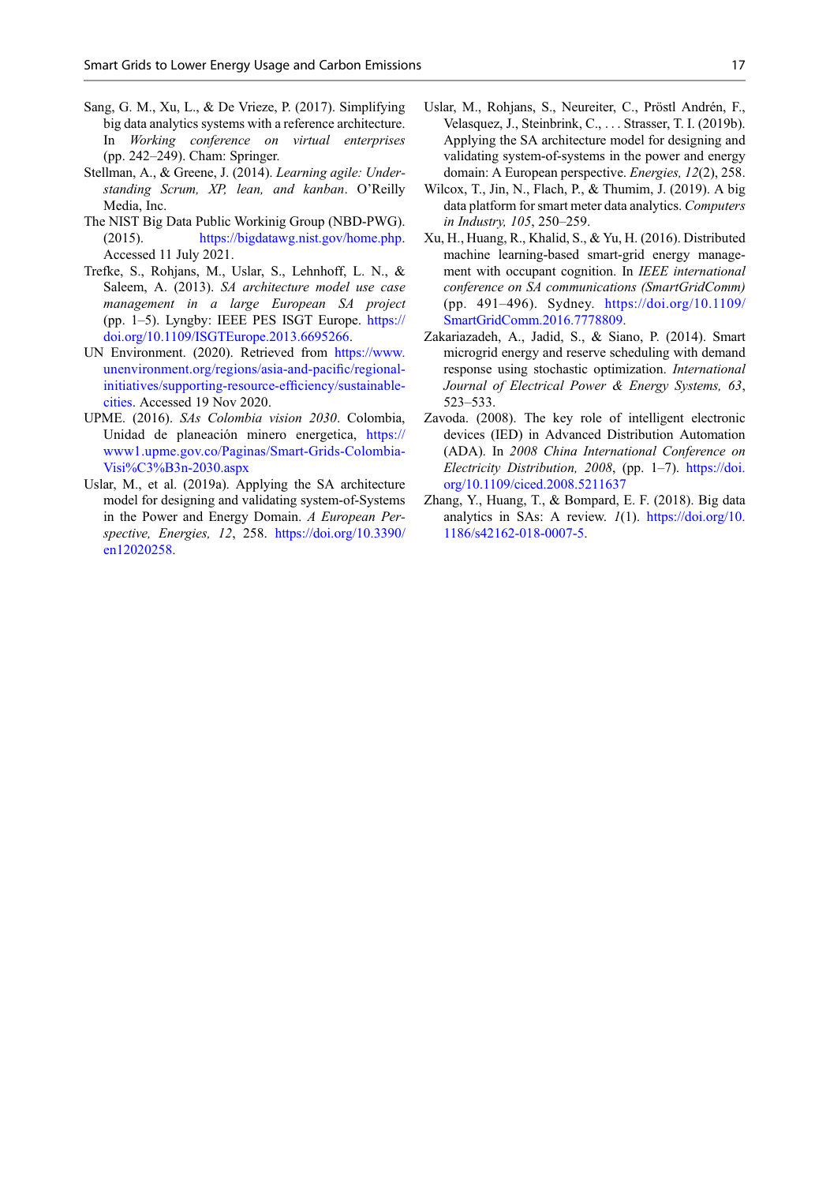Sang, G. M., Xu, L., & De Vrieze, P. (2017). Simplifying big data analytics systems with a reference architecture. In *Working conference on virtual enterprises* (pp. 242–249). Cham: Springer.

Stellman, A., & Greene, J. (2014). *Learning agile: Understanding Scrum, XP, lean, and kanban*. O'Reilly Media, Inc.

The NIST Big Data Public Workinig Group (NBD-PWG). (2015). https://bigdatawg.nist.gov/home.php. Accessed 11 July 2021.

Trefke, S., Rohjans, M., Uslar, S., Lehnhoff, L. N., & Saleem, A. (2013). *SA architecture model use case management in a large European SA project* (pp. 1–5). Lyngby: IEEE PES ISGT Europe. https://doi.org/10.1109/ISGTEurope.2013.6695266.

UN Environment. (2020). Retrieved from https://www.unenvironment.org/regions/asia-and-pacific/regional-initiatives/supporting-resource-efficiency/sustainable-cities. Accessed 19 Nov 2020.

UPME. (2016). *SAs Colombia vision 2030*. Colombia, Unidad de planeación minero energetica, https://www1.upme.gov.co/Paginas/Smart-Grids-Colombia-Visi%C3%B3n-2030.aspx

Uslar, M., et al. (2019a). Applying the SA architecture model for designing and validating system-of-Systems in the Power and Energy Domain. *A European Perspective, Energies, 12*, 258. https://doi.org/10.3390/en12020258.

Uslar, M., Rohjans, S., Neureiter, C., Pröstl Andrén, F., Velasquez, J., Steinbrink, C., . . . Strasser, T. I. (2019b). Applying the SA architecture model for designing and validating system-of-systems in the power and energy domain: A European perspective. *Energies, 12*(2), 258.

Wilcox, T., Jin, N., Flach, P., & Thumim, J. (2019). A big data platform for smart meter data analytics. *Computers in Industry, 105*, 250–259.

Xu, H., Huang, R., Khalid, S., & Yu, H. (2016). Distributed machine learning-based smart-grid energy management with occupant cognition. In *IEEE international conference on SA communications (SmartGridComm)* (pp. 491–496). Sydney. https://doi.org/10.1109/SmartGridComm.2016.7778809.

Zakariazadeh, A., Jadid, S., & Siano, P. (2014). Smart microgrid energy and reserve scheduling with demand response using stochastic optimization. *International Journal of Electrical Power & Energy Systems, 63*, 523–533.

Zavoda. (2008). The key role of intelligent electronic devices (IED) in Advanced Distribution Automation (ADA). In *2008 China International Conference on Electricity Distribution, 2008*, (pp. 1–7). https://doi.org/10.1109/ciced.2008.5211637

Zhang, Y., Huang, T., & Bompard, E. F. (2018). Big data analytics in SAs: A review. *1*(1). https://doi.org/10.1186/s42162-018-0007-5.